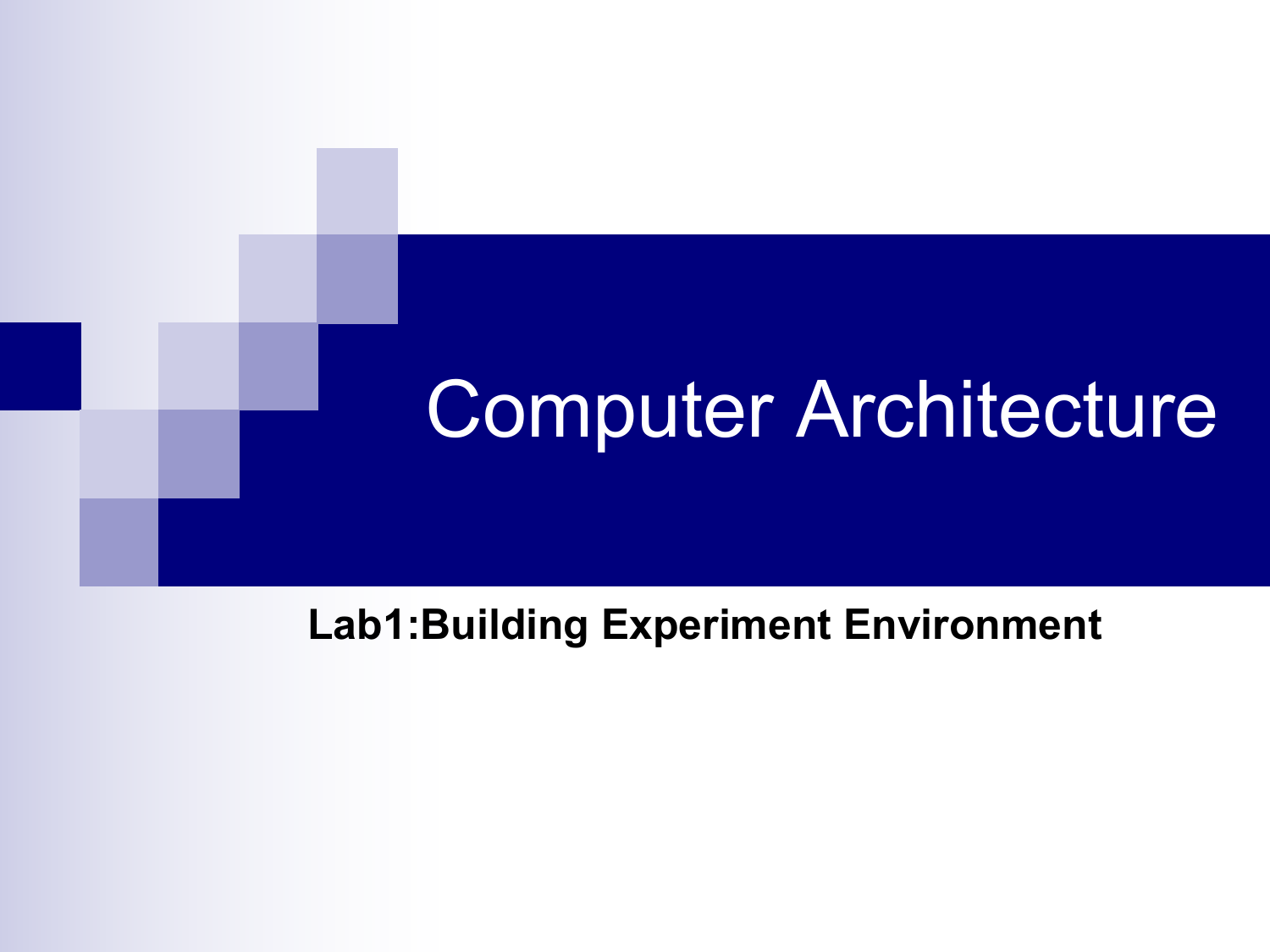# Computer Architecture

**Lab1:Building Experiment Environment**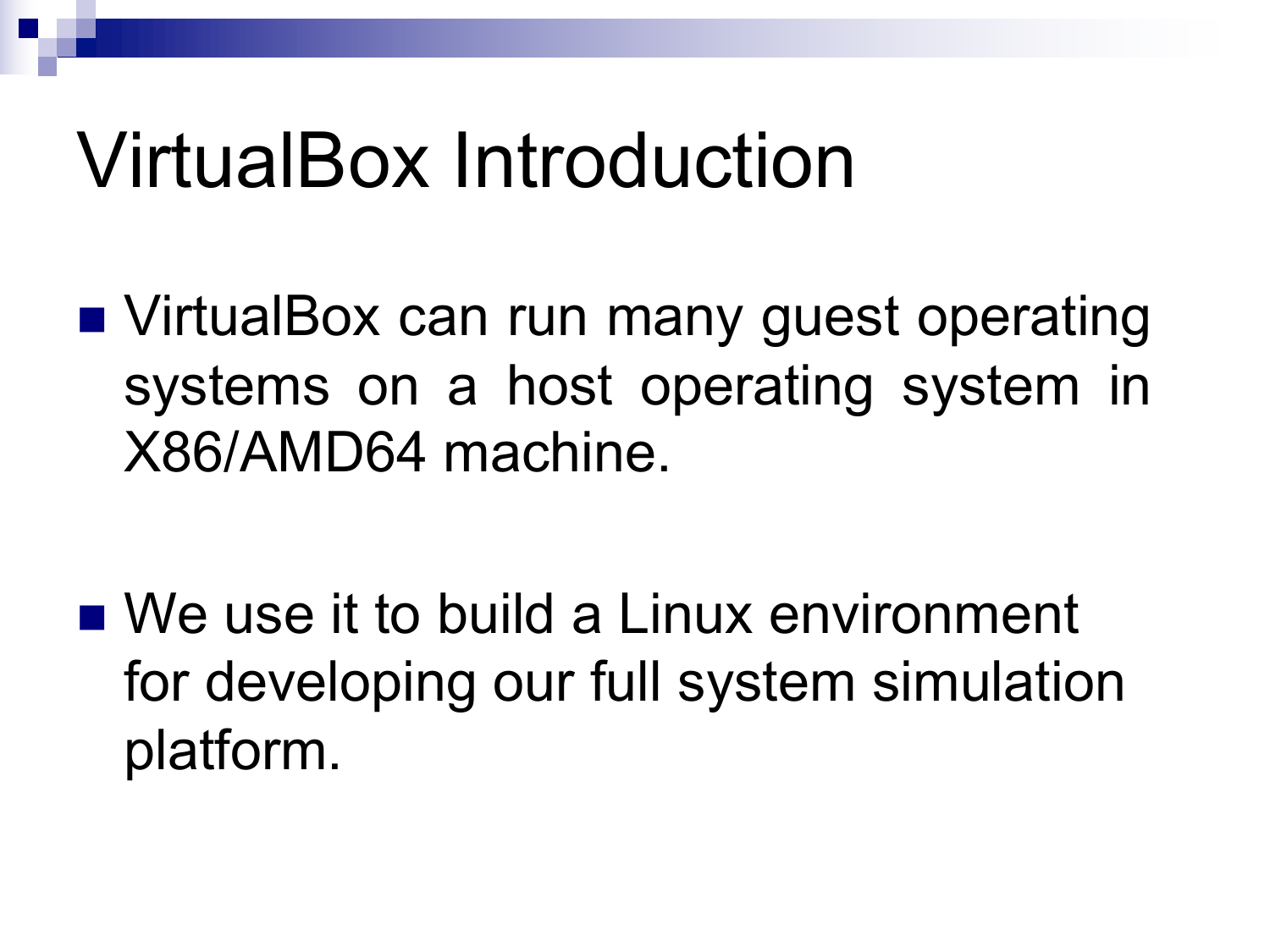# VirtualBox Introduction

- VirtualBox can run many guest operating systems on a host operating system in X86/AMD64 machine.

- We use it to build a Linux environment for developing our full system simulation platform.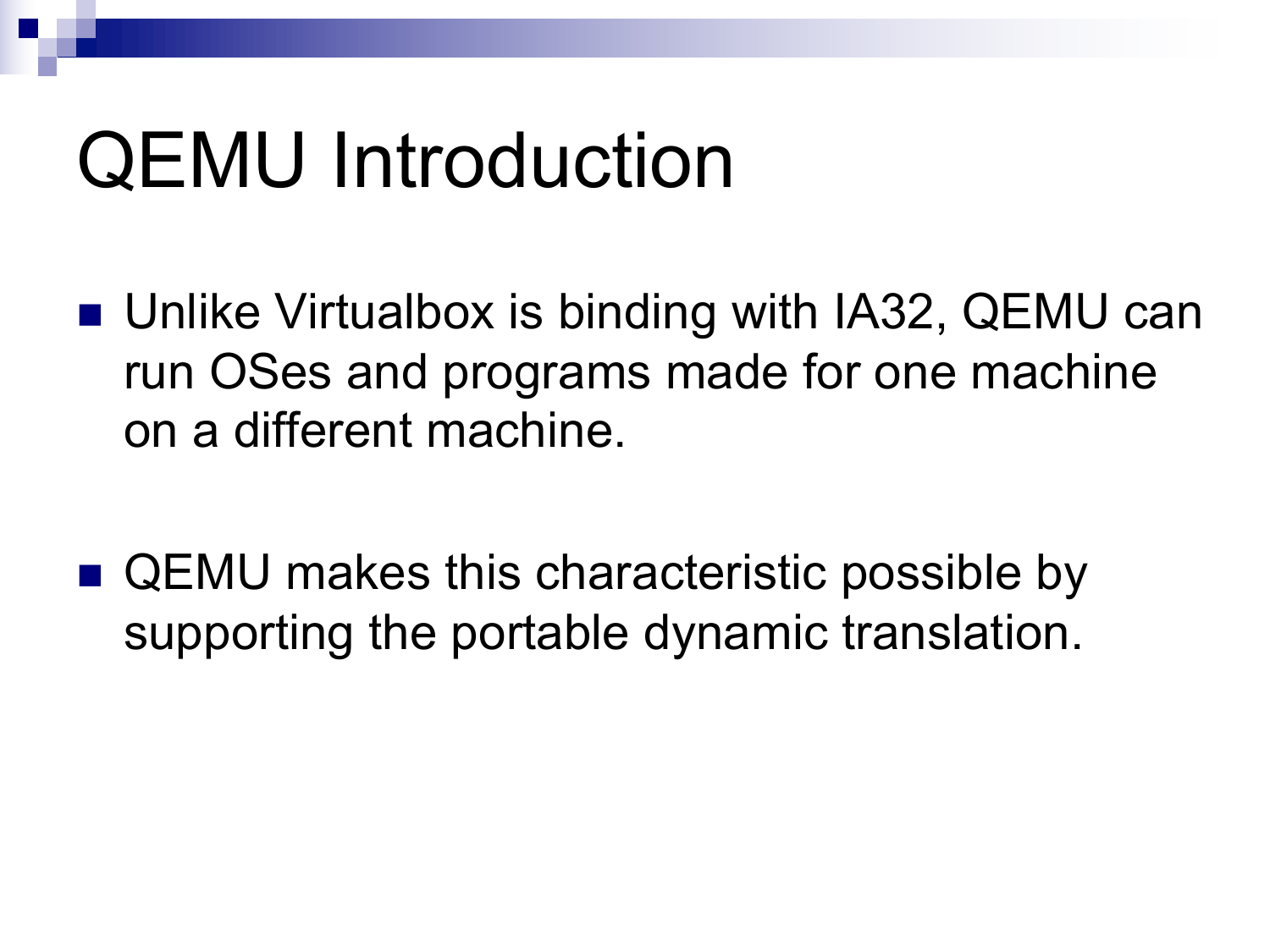# QEMU Introduction

- Unlike Virtualbox is binding with IA32, QEMU can run OSes and programs made for one machine on a different machine.
- QEMU makes this characteristic possible by supporting the portable dynamic translation.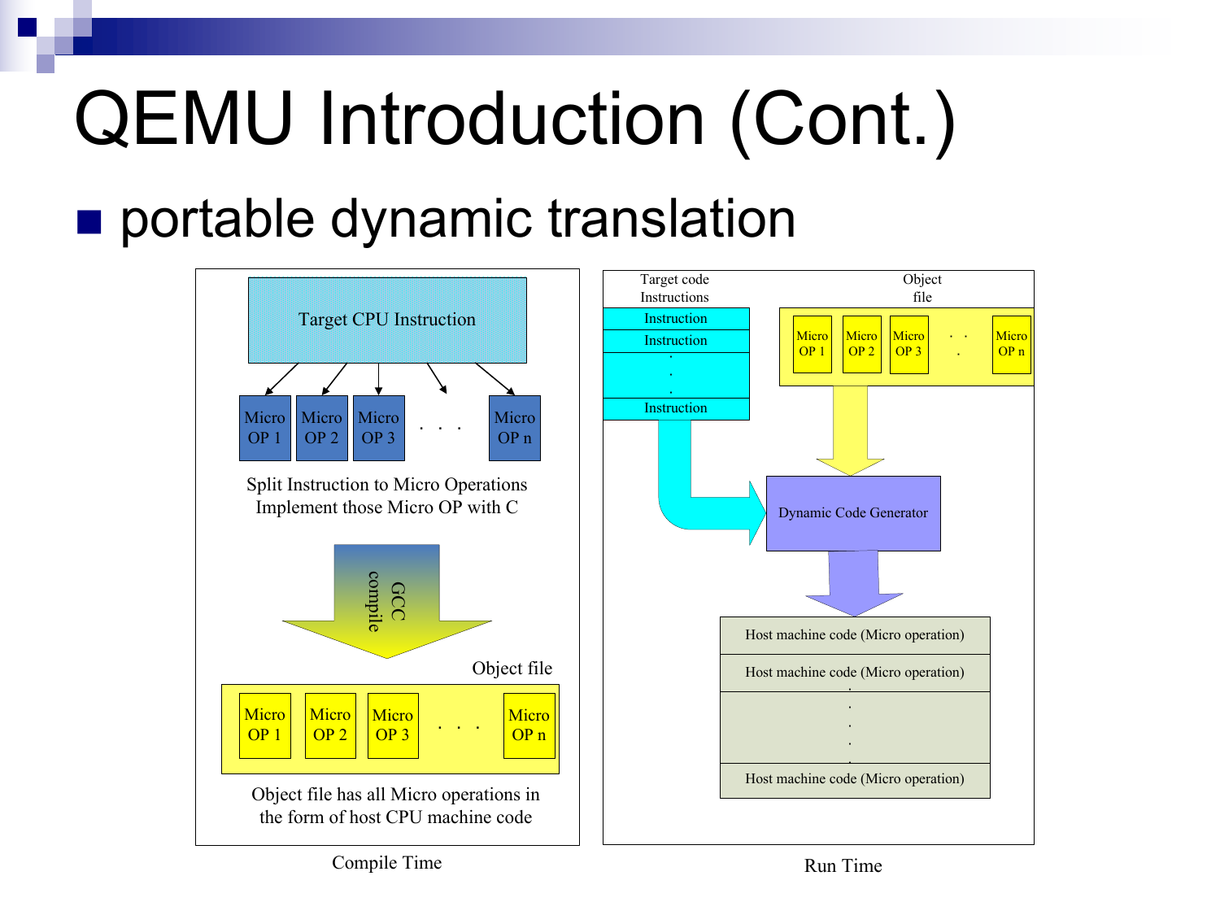# QEMU Introduction (Cont.)

- portable dynamic translation

Target CPU Instruction

Micro OP 1 | Micro OP 2 | Micro OP 3 | . . . | Micro OP n

Split Instruction to Micro Operations
Implement those Micro OP with C

GCC compile

Object file

Micro OP 1 | Micro OP 2 | Micro OP 3 | . . . | Micro OP n

Object file has all Micro operations in the form of host CPU machine code

Compile Time

Target code Instructions

Instruction
Instruction
.
.
.
Instruction

Object file

Micro OP 1 | Micro OP 2 | Micro OP 3 | . . . | Micro OP n

Dynamic Code Generator

Host machine code (Micro operation)
Host machine code (Micro operation)
.
.
.
.
Host machine code (Micro operation)

Run Time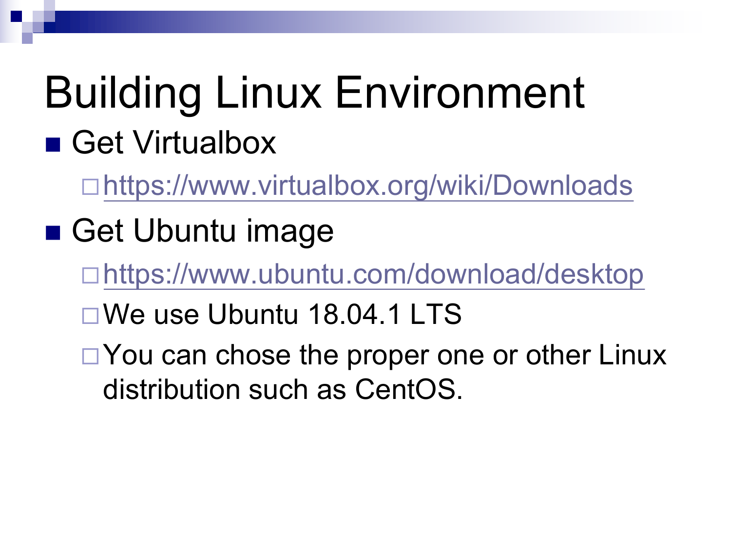# Building Linux Environment

- Get Virtualbox
  - https://www.virtualbox.org/wiki/Downloads
- Get Ubuntu image
  - https://www.ubuntu.com/download/desktop
  - We use Ubuntu 18.04.1 LTS
  - You can chose the proper one or other Linux distribution such as CentOS.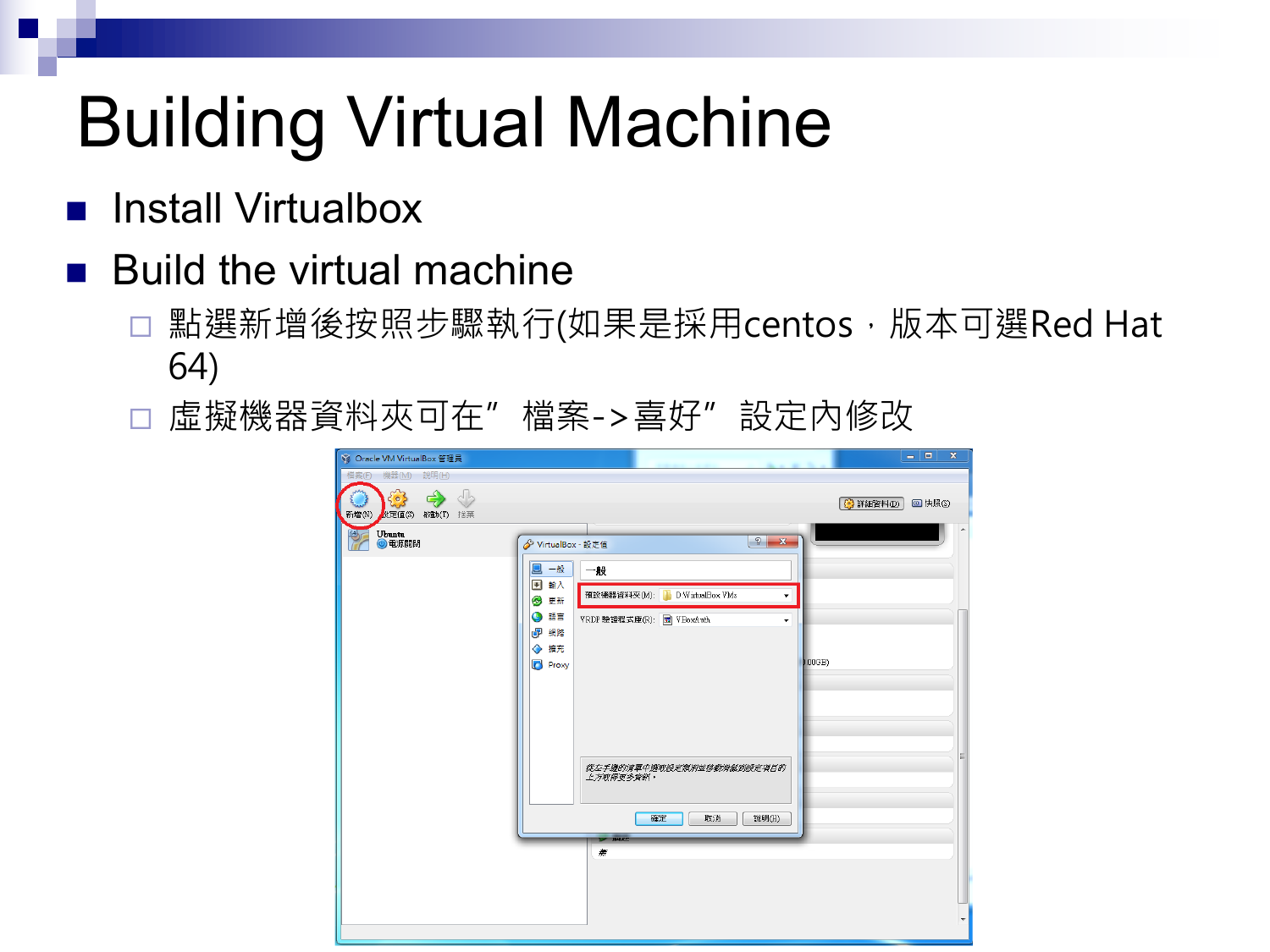# Building Virtual Machine

- Install Virtualbox
- Build the virtual machine
  - 點選新增後按照步驟執行(如果是採用centos，版本可選Red Hat 64)
  - 虛擬機器資料夾可在”檔案->喜好”設定內修改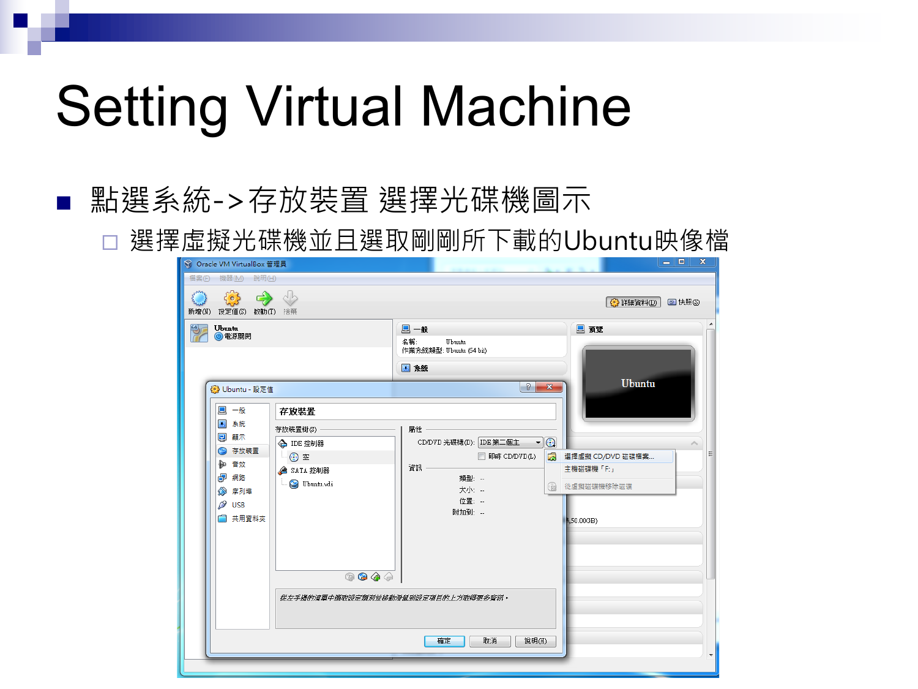# Setting Virtual Machine

- 點選系統->存放裝置 選擇光碟機圖示
  - 選擇虛擬光碟機並且選取剛剛所下載的Ubuntu映像檔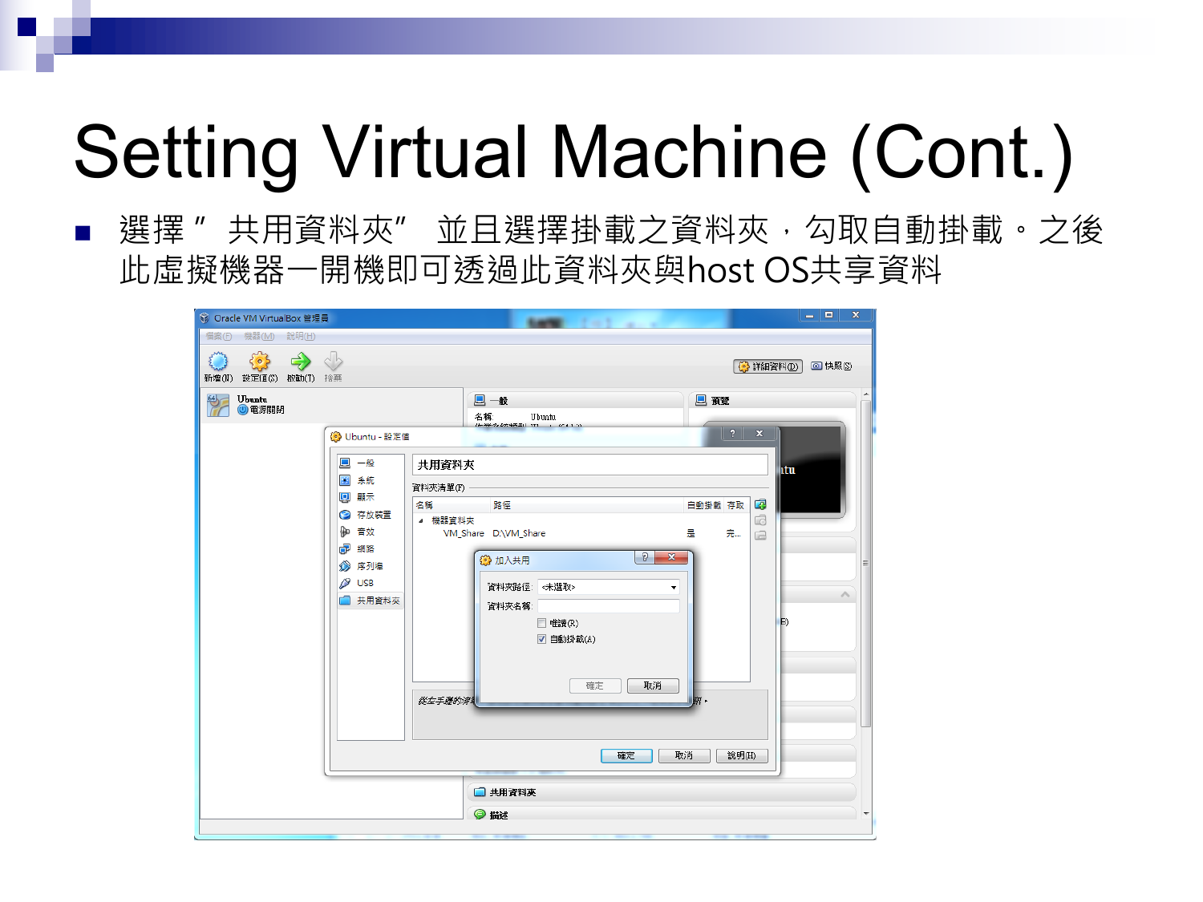# Setting Virtual Machine (Cont.)

- 選擇" 共用資料夾" 並且選擇掛載之資料夾，勾取自動掛載。之後此虛擬機器一開機即可透過此資料夾與host OS共享資料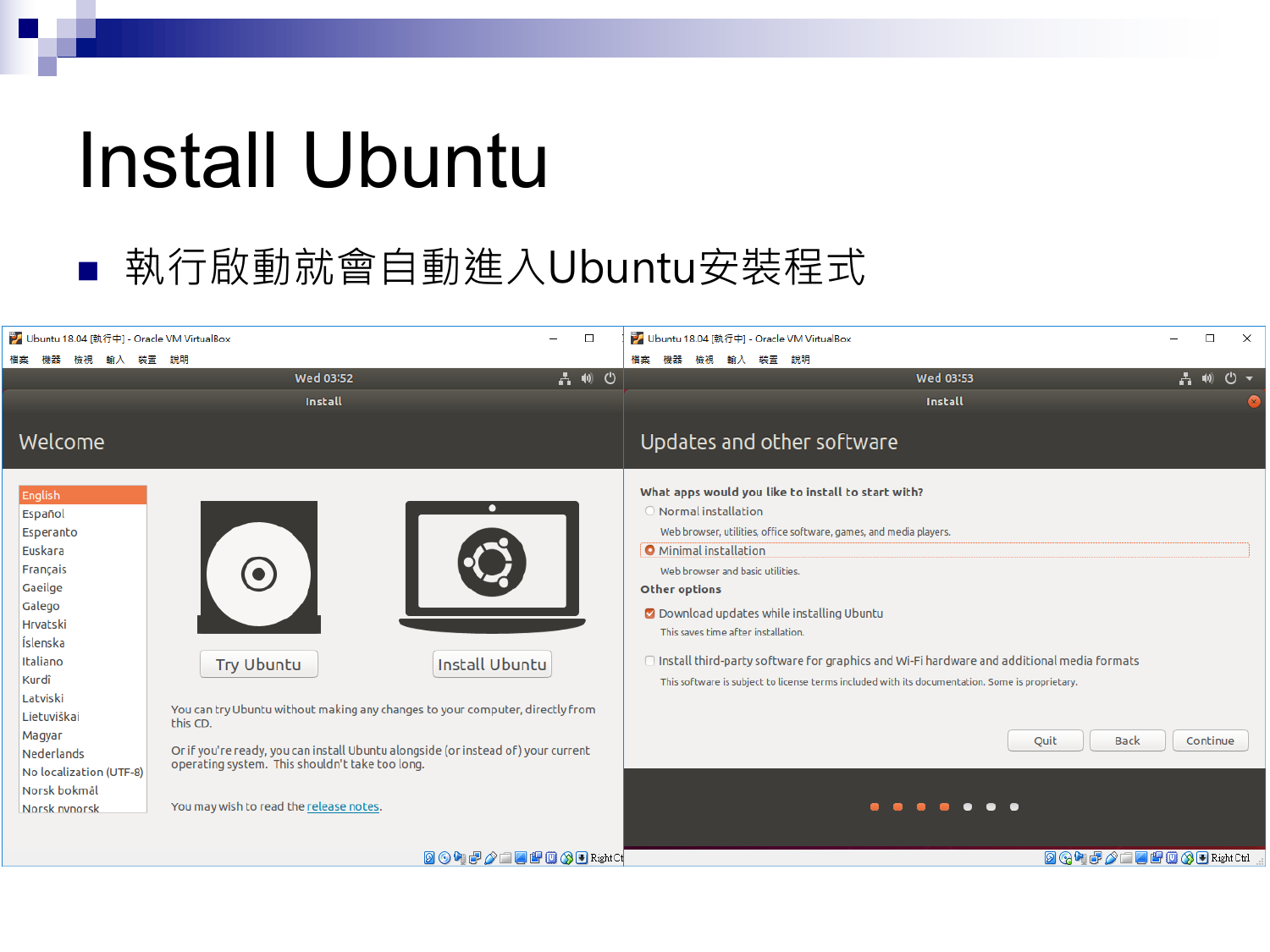# Install Ubuntu

- 執行啟動就會自動進入Ubuntu安裝程式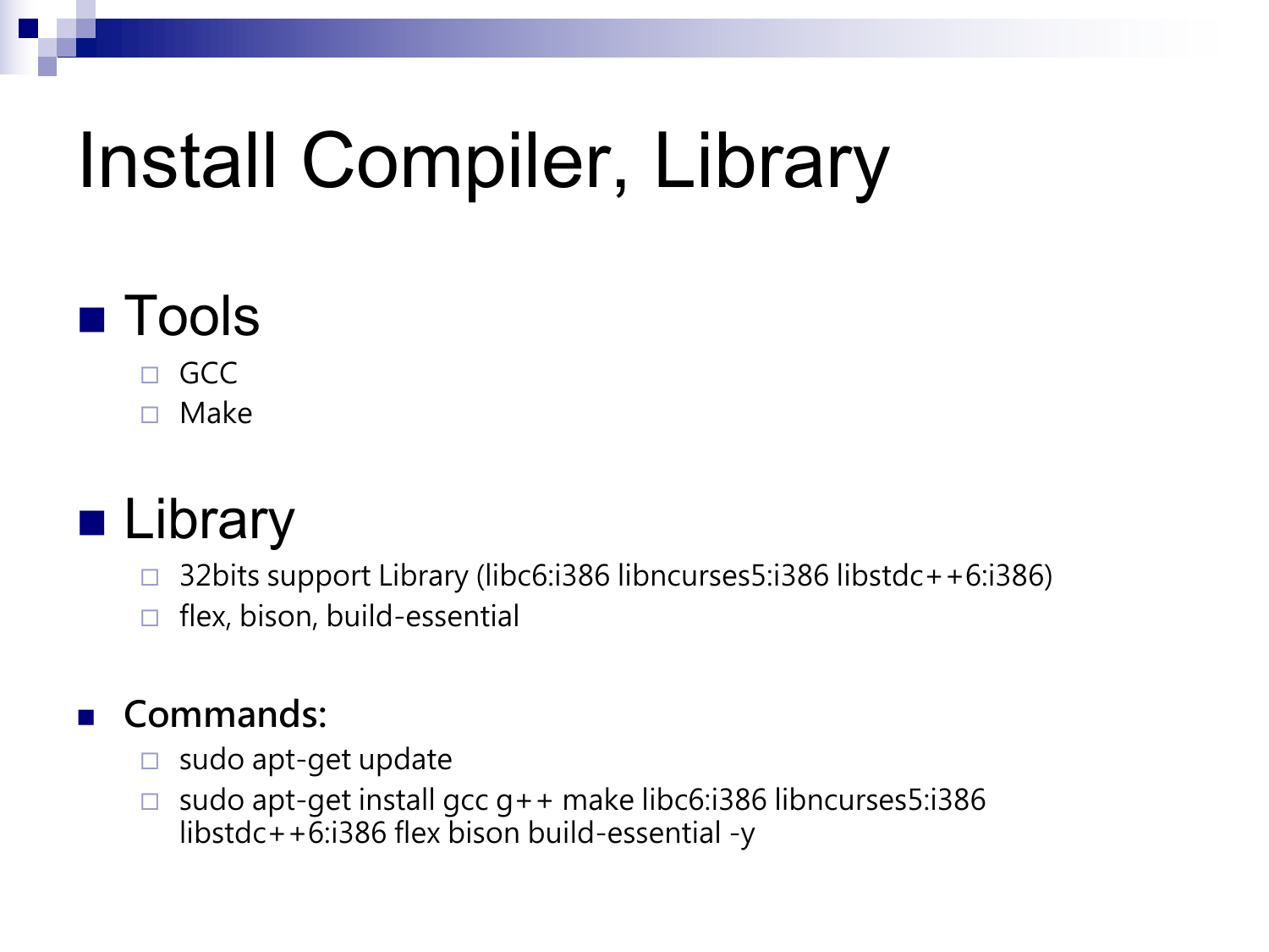# Install Compiler, Library

- Tools
  - GCC
  - Make

- Library
  - 32bits support Library (libc6:i386 libncurses5:i386 libstdc++6:i386)
  - flex, bison, build-essential

- **Commands:**
  - sudo apt-get update
  - sudo apt-get install gcc g++ make libc6:i386 libncurses5:i386 libstdc++6:i386 flex bison build-essential -y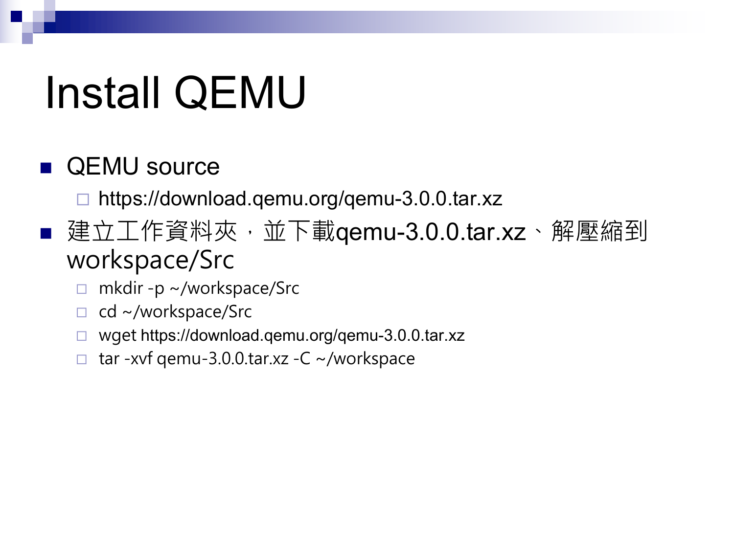# Install QEMU

- QEMU source
  - https://download.qemu.org/qemu-3.0.0.tar.xz
- 建立工作資料夾，並下載qemu-3.0.0.tar.xz、解壓縮到workspace/Src
  - mkdir -p ~/workspace/Src
  - cd ~/workspace/Src
  - wget https://download.qemu.org/qemu-3.0.0.tar.xz
  - tar -xvf qemu-3.0.0.tar.xz -C ~/workspace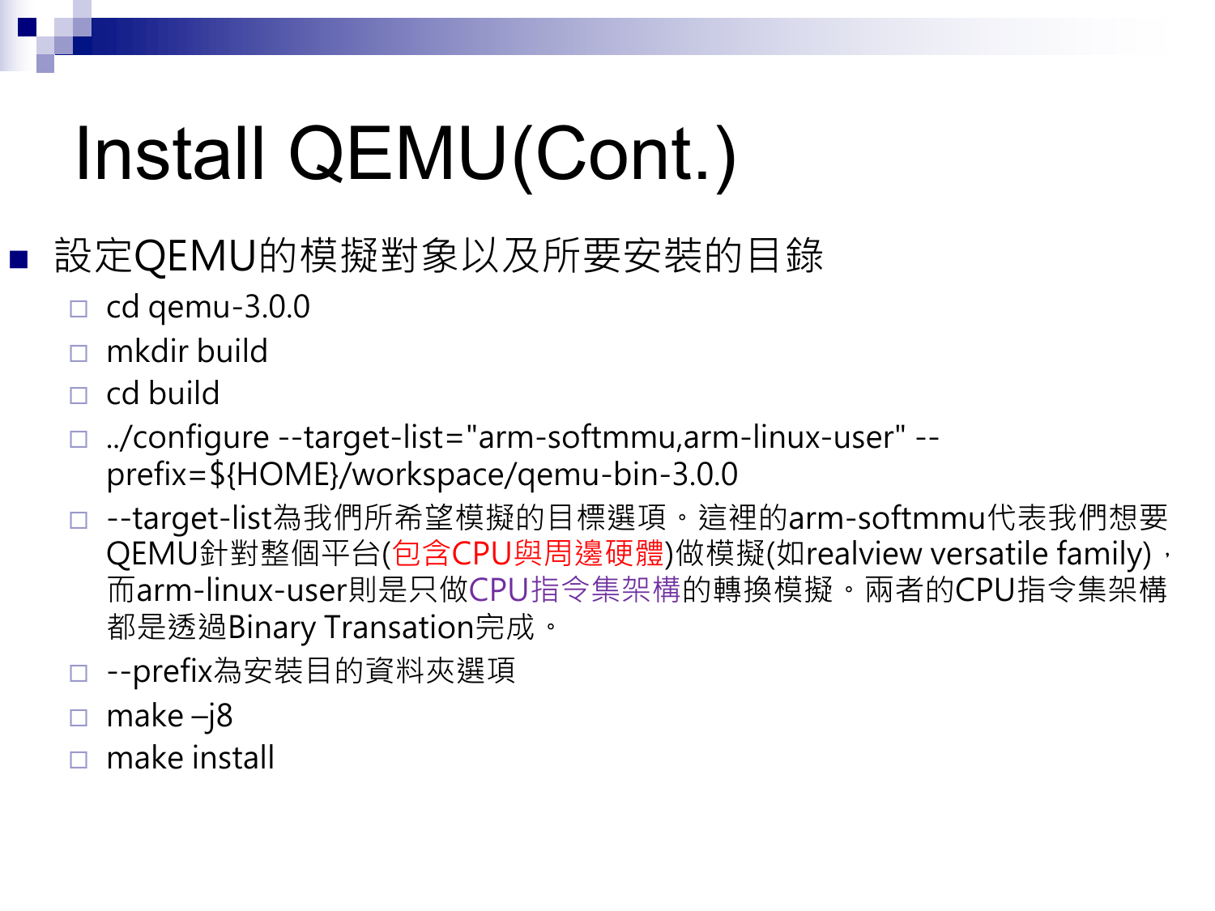# Install QEMU(Cont.)

- 設定QEMU的模擬對象以及所要安裝的目錄
  - cd qemu-3.0.0
  - mkdir build
  - cd build
  - ../configure --target-list="arm-softmmu,arm-linux-user" --prefix=${HOME}/workspace/qemu-bin-3.0.0
  - --target-list為我們所希望模擬的目標選項。這裡的arm-softmmu代表我們想要QEMU針對整個平台(包含CPU與周邊硬體)做模擬(如realview versatile family)，而arm-linux-user則是只做CPU指令集架構的轉換模擬。兩者的CPU指令集架構都是透過Binary Transation完成。
  - --prefix為安裝目的資料夾選項
  - make –j8
  - make install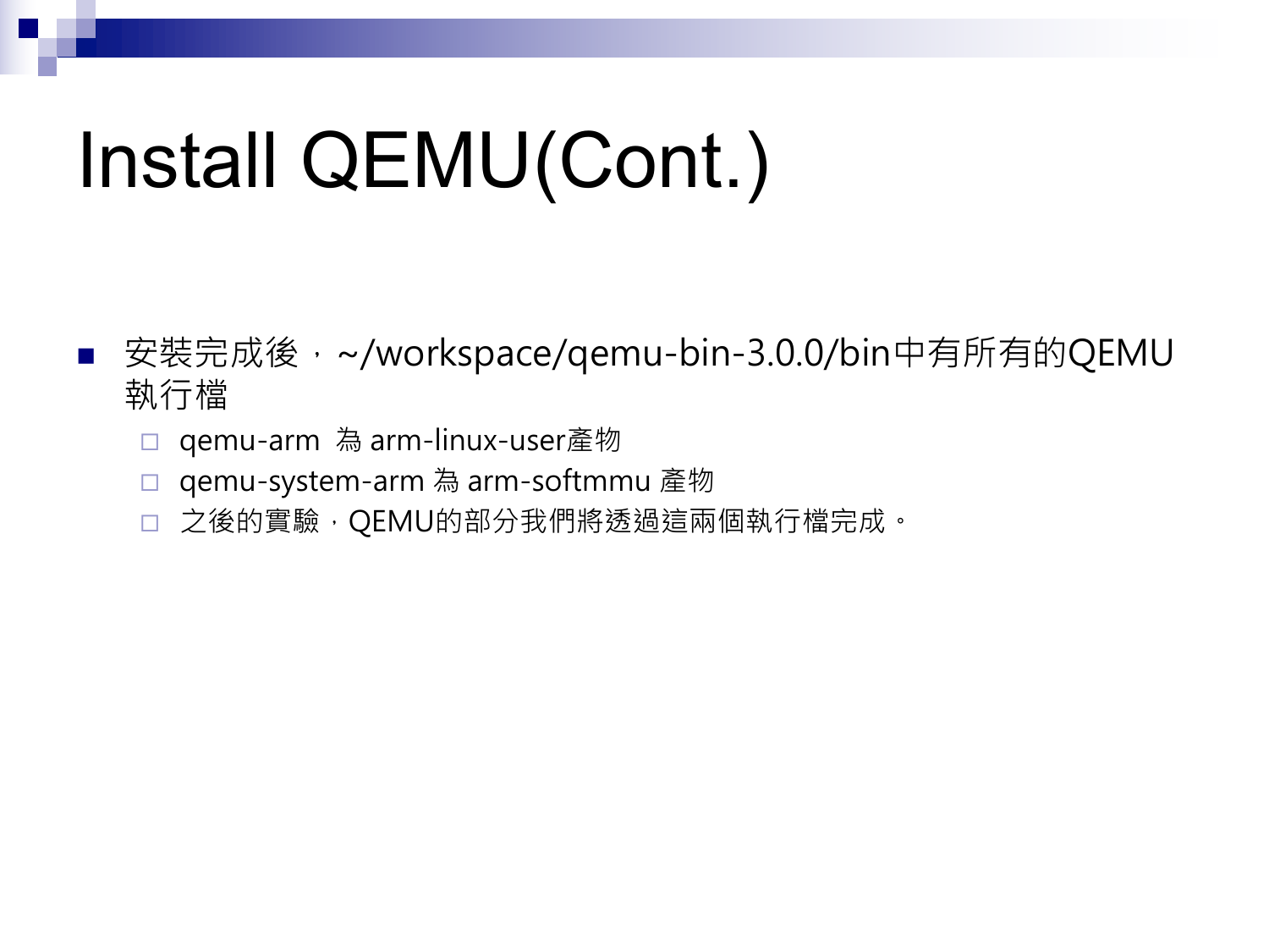# Install QEMU(Cont.)

- 安裝完成後，~/workspace/qemu-bin-3.0.0/bin中有所有的QEMU執行檔
  - qemu-arm  為 arm-linux-user產物
  - qemu-system-arm 為 arm-softmmu 產物
  - 之後的實驗，QEMU的部分我們將透過這兩個執行檔完成。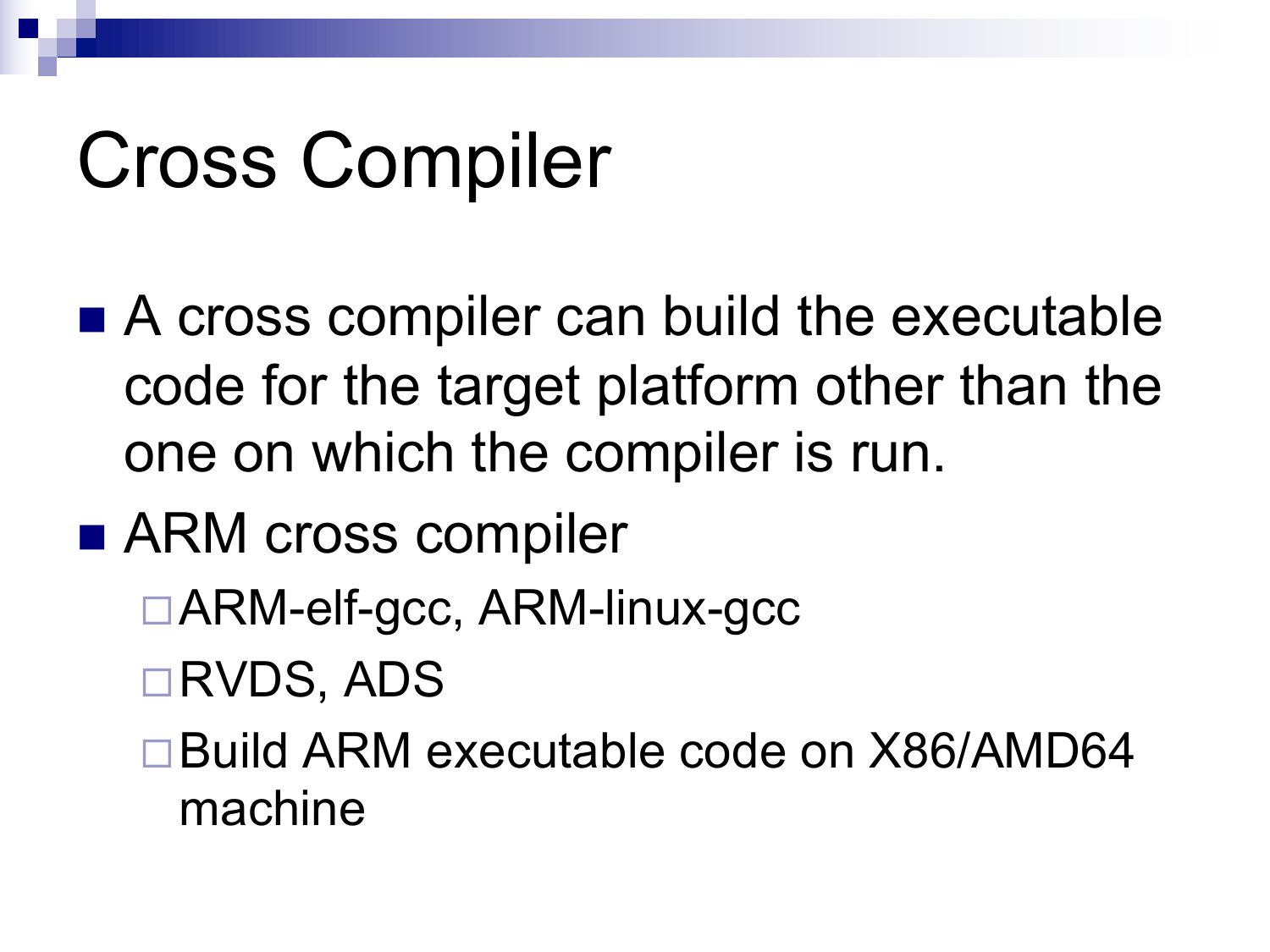# Cross Compiler

- A cross compiler can build the executable code for the target platform other than the one on which the compiler is run.
- ARM cross compiler
  - ARM-elf-gcc, ARM-linux-gcc
  - RVDS, ADS
  - Build ARM executable code on X86/AMD64 machine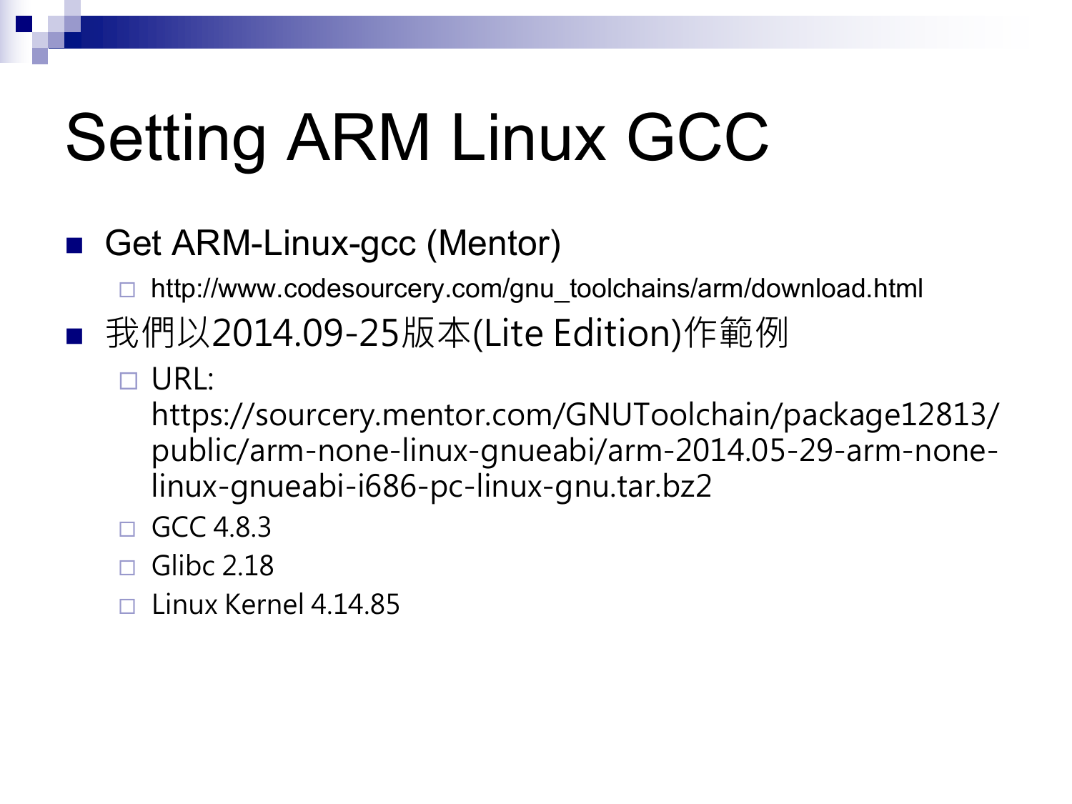# Setting ARM Linux GCC

- Get ARM-Linux-gcc (Mentor)
  - http://www.codesourcery.com/gnu_toolchains/arm/download.html
- 我們以2014.09-25版本(Lite Edition)作範例
  - URL: https://sourcery.mentor.com/GNUToolchain/package12813/public/arm-none-linux-gnueabi/arm-2014.05-29-arm-none-linux-gnueabi-i686-pc-linux-gnu.tar.bz2
  - GCC 4.8.3
  - Glibc 2.18
  - Linux Kernel 4.14.85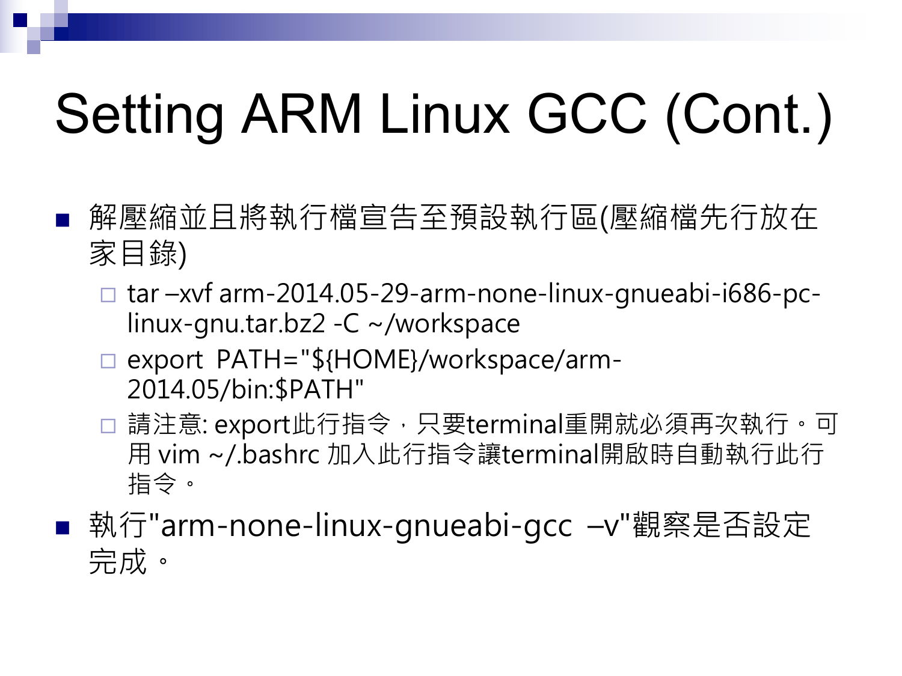# Setting ARM Linux GCC (Cont.)

- 解壓縮並且將執行檔宣告至預設執行區(壓縮檔先行放在家目錄)
  - tar –xvf arm-2014.05-29-arm-none-linux-gnueabi-i686-pc-linux-gnu.tar.bz2 -C ~/workspace
  - export PATH="${HOME}/workspace/arm-2014.05/bin:$PATH"
  - 請注意: export此行指令，只要terminal重開就必須再次執行。可用 vim ~/.bashrc 加入此行指令讓terminal開啟時自動執行此行指令。
- 執行"arm-none-linux-gnueabi-gcc –v"觀察是否設定完成。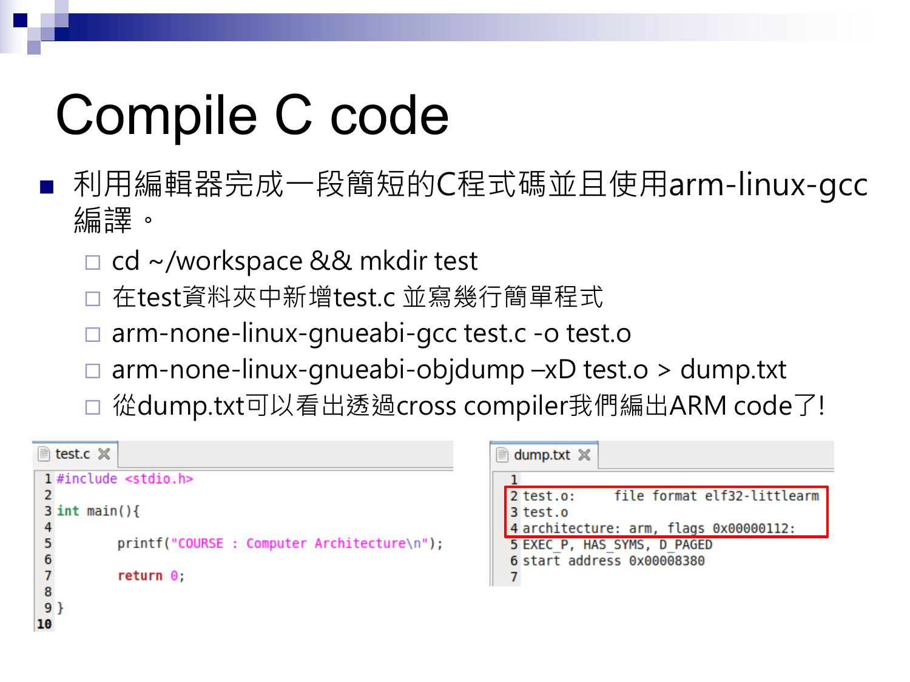# Compile C code

- 利用編輯器完成一段簡短的C程式碼並且使用arm-linux-gcc編譯。
  - cd ~/workspace && mkdir test
  - 在test資料夾中新增test.c 並寫幾行簡單程式
  - arm-none-linux-gnueabi-gcc test.c -o test.o
  - arm-none-linux-gnueabi-objdump –xD test.o > dump.txt
  - 從dump.txt可以看出透過cross compiler我們編出ARM code了!

test.c

```c
#include <stdio.h>

int main(){

        printf("COURSE : Computer Architecture\n");

        return 0;

}

```

dump.txt

```

test.o:     file format elf32-littlearm
test.o
architecture: arm, flags 0x00000112:
EXEC_P, HAS_SYMS, D_PAGED
start address 0x00008380

```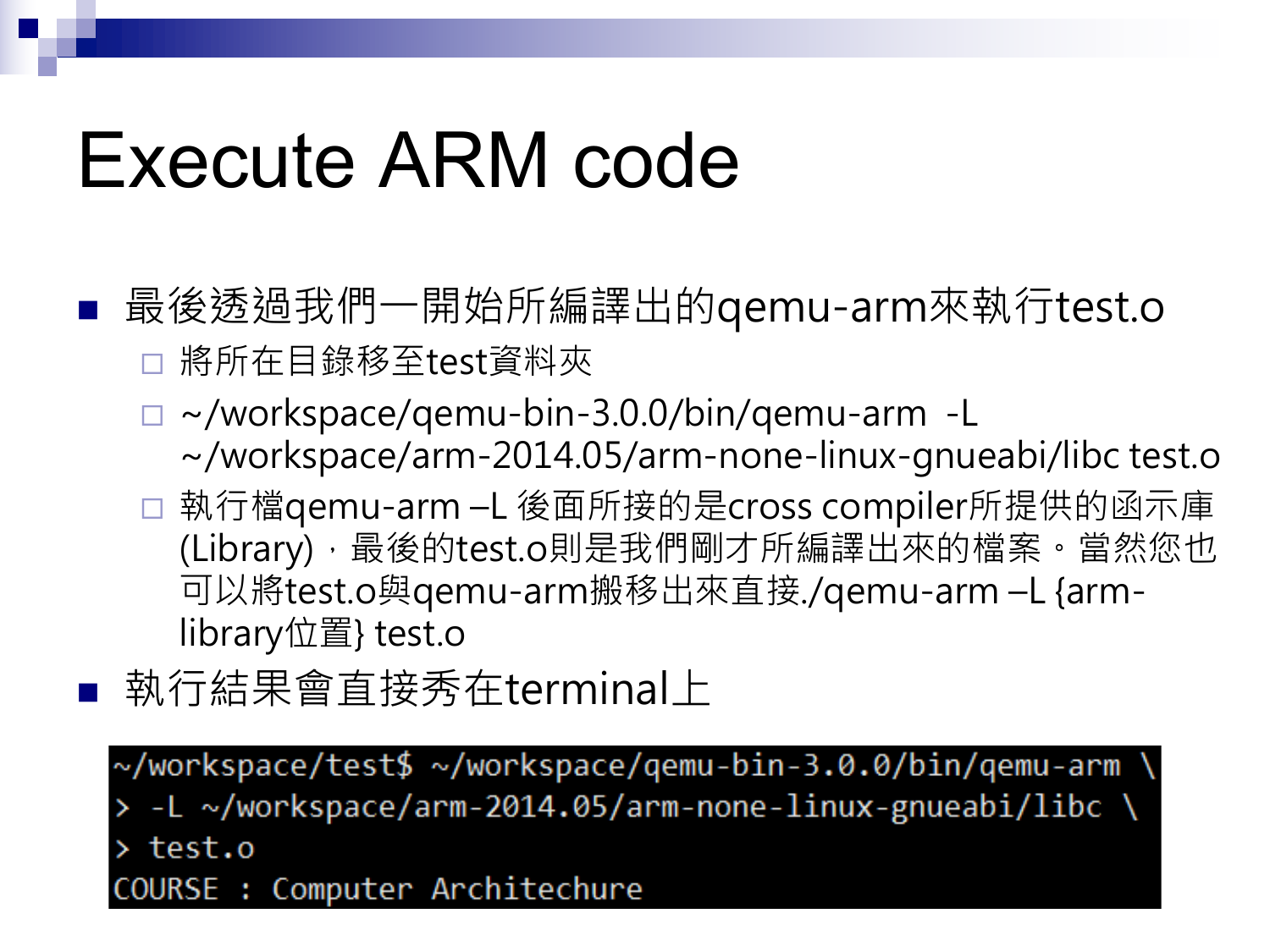# Execute ARM code

- 最後透過我們一開始所編譯出的qemu-arm來執行test.o
  - 將所在目錄移至test資料夾
  - ~/workspace/qemu-bin-3.0.0/bin/qemu-arm -L ~/workspace/arm-2014.05/arm-none-linux-gnueabi/libc test.o
  - 執行檔qemu-arm –L 後面所接的是cross compiler所提供的函示庫(Library)，最後的test.o則是我們剛才所編譯出來的檔案。當然您也可以將test.o與qemu-arm搬移出來直接./qemu-arm –L {arm-library位置} test.o
- 執行結果會直接秀在terminal上

```
~/workspace/test$ ~/workspace/qemu-bin-3.0.0/bin/qemu-arm \
> -L ~/workspace/arm-2014.05/arm-none-linux-gnueabi/libc \
> test.o
COURSE : Computer Architechure
```